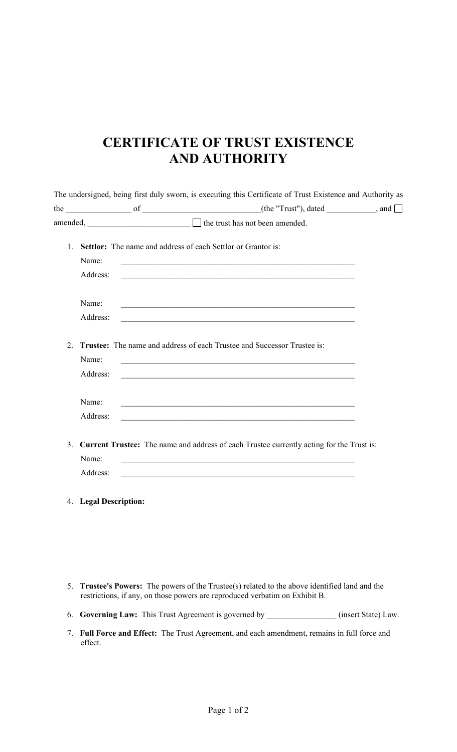# CERTIFICATE OF TRUST EXISTENCE AND AUTHORITY

The undersigned, being first duly sworn, is executing this Certificate of Trust Existence and Authority as the _______________ of ___________________________(the "Trust"), dated ___________, and ☐ amended, ________________________ ☐ the trust has not been amended.

1. **Settlor:** The name and address of each Settlor or Grantor is:

   Name: _______________________________________________________

   Address: _______________________________________________________

   Name: _______________________________________________________

   Address: _______________________________________________________

2. **Trustee:** The name and address of each Trustee and Successor Trustee is:

   Name: _______________________________________________________

   Address: _______________________________________________________

   Name: _______________________________________________________

   Address: _______________________________________________________

3. **Current Trustee:** The name and address of each Trustee currently acting for the Trust is:

   Name: _______________________________________________________

   Address: _______________________________________________________

4. **Legal Description:**

5. **Trustee's Powers:** The powers of the Trustee(s) related to the above identified land and the restrictions, if any, on those powers are reproduced verbatim on Exhibit B.

6. **Governing Law:** This Trust Agreement is governed by ________________ (insert State) Law.

7. **Full Force and Effect:** The Trust Agreement, and each amendment, remains in full force and effect.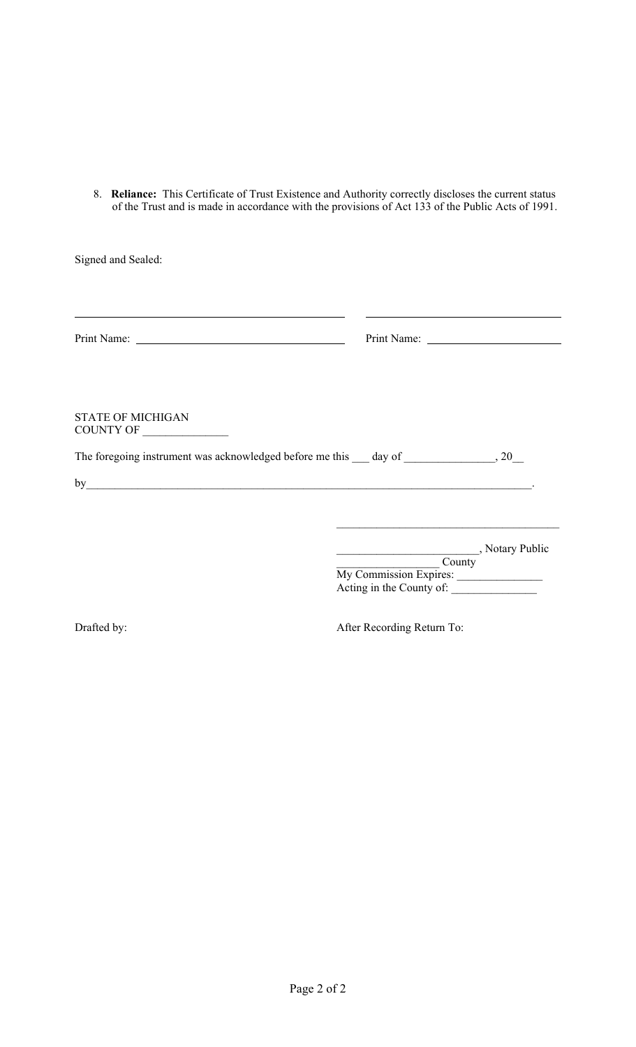8. **Reliance:** This Certificate of Trust Existence and Authority correctly discloses the current status of the Trust and is made in accordance with the provisions of Act 133 of the Public Acts of 1991.

Signed and Sealed:

_______________________________________ _______________________________

Print Name: ____________________________ Print Name: ___________________

STATE OF MICHIGAN
COUNTY OF _______________

The foregoing instrument was acknowledged before me this ___ day of ________________, 20__

by_________________________________________________________________________________.

________________________________________

_________________________, Notary Public
__________________ County
My Commission Expires: _______________
Acting in the County of: _______________

Drafted by:

After Recording Return To: